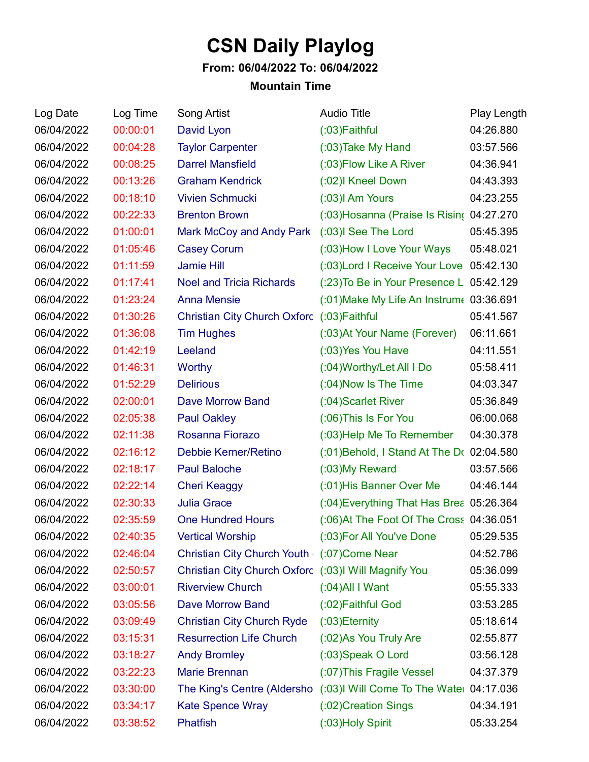# CSN Daily Playlog

**From: 06/04/2022 To: 06/04/2022**

**Mountain Time**

| Log Date | Log Time | Song Artist | Audio Title | Play Length |
|---|---|---|---|---|
| 06/04/2022 | 00:00:01 | David Lyon | (:03)Faithful | 04:26.880 |
| 06/04/2022 | 00:04:28 | Taylor Carpenter | (:03)Take My Hand | 03:57.566 |
| 06/04/2022 | 00:08:25 | Darrel Mansfield | (:03)Flow Like A River | 04:36.941 |
| 06/04/2022 | 00:13:26 | Graham Kendrick | (:02)I Kneel Down | 04:43.393 |
| 06/04/2022 | 00:18:10 | Vivien Schmucki | (:03)I Am Yours | 04:23.255 |
| 06/04/2022 | 00:22:33 | Brenton Brown | (:03)Hosanna (Praise Is Rising | 04:27.270 |
| 06/04/2022 | 01:00:01 | Mark McCoy and Andy Park | (:03)I See The Lord | 05:45.395 |
| 06/04/2022 | 01:05:46 | Casey Corum | (:03)How I Love Your Ways | 05:48.021 |
| 06/04/2022 | 01:11:59 | Jamie Hill | (:03)Lord I Receive Your Love | 05:42.130 |
| 06/04/2022 | 01:17:41 | Noel and Tricia Richards | (:23)To Be in Your Presence L | 05:42.129 |
| 06/04/2022 | 01:23:24 | Anna Mensie | (:01)Make My Life An Instrume | 03:36.691 |
| 06/04/2022 | 01:30:26 | Christian City Church Oxford | (:03)Faithful | 05:41.567 |
| 06/04/2022 | 01:36:08 | Tim Hughes | (:03)At Your Name (Forever) | 06:11.661 |
| 06/04/2022 | 01:42:19 | Leeland | (:03)Yes You Have | 04:11.551 |
| 06/04/2022 | 01:46:31 | Worthy | (:04)Worthy/Let All I Do | 05:58.411 |
| 06/04/2022 | 01:52:29 | Delirious | (:04)Now Is The Time | 04:03.347 |
| 06/04/2022 | 02:00:01 | Dave Morrow Band | (:04)Scarlet River | 05:36.849 |
| 06/04/2022 | 02:05:38 | Paul Oakley | (:06)This Is For You | 06:00.068 |
| 06/04/2022 | 02:11:38 | Rosanna Fiorazo | (:03)Help Me To Remember | 04:30.378 |
| 06/04/2022 | 02:16:12 | Debbie Kerner/Retino | (:01)Behold, I Stand At The Do | 02:04.580 |
| 06/04/2022 | 02:18:17 | Paul Baloche | (:03)My Reward | 03:57.566 |
| 06/04/2022 | 02:22:14 | Cheri Keaggy | (:01)His Banner Over Me | 04:46.144 |
| 06/04/2022 | 02:30:33 | Julia Grace | (:04)Everything That Has Brea | 05:26.364 |
| 06/04/2022 | 02:35:59 | One Hundred Hours | (:06)At The Foot Of The Cross | 04:36.051 |
| 06/04/2022 | 02:40:35 | Vertical Worship | (:03)For All You've Done | 05:29.535 |
| 06/04/2022 | 02:46:04 | Christian City Church Youth ( | (:07)Come Near | 04:52.786 |
| 06/04/2022 | 02:50:57 | Christian City Church Oxford | (:03)I Will Magnify You | 05:36.099 |
| 06/04/2022 | 03:00:01 | Riverview Church | (:04)All I Want | 05:55.333 |
| 06/04/2022 | 03:05:56 | Dave Morrow Band | (:02)Faithful God | 03:53.285 |
| 06/04/2022 | 03:09:49 | Christian City Church Ryde | (:03)Eternity | 05:18.614 |
| 06/04/2022 | 03:15:31 | Resurrection Life Church | (:02)As You Truly Are | 02:55.877 |
| 06/04/2022 | 03:18:27 | Andy Bromley | (:03)Speak O Lord | 03:56.128 |
| 06/04/2022 | 03:22:23 | Marie Brennan | (:07)This Fragile Vessel | 04:37.379 |
| 06/04/2022 | 03:30:00 | The King's Centre (Aldersho | (:03)I Will Come To The Water | 04:17.036 |
| 06/04/2022 | 03:34:17 | Kate Spence Wray | (:02)Creation Sings | 04:34.191 |
| 06/04/2022 | 03:38:52 | Phatfish | (:03)Holy Spirit | 05:33.254 |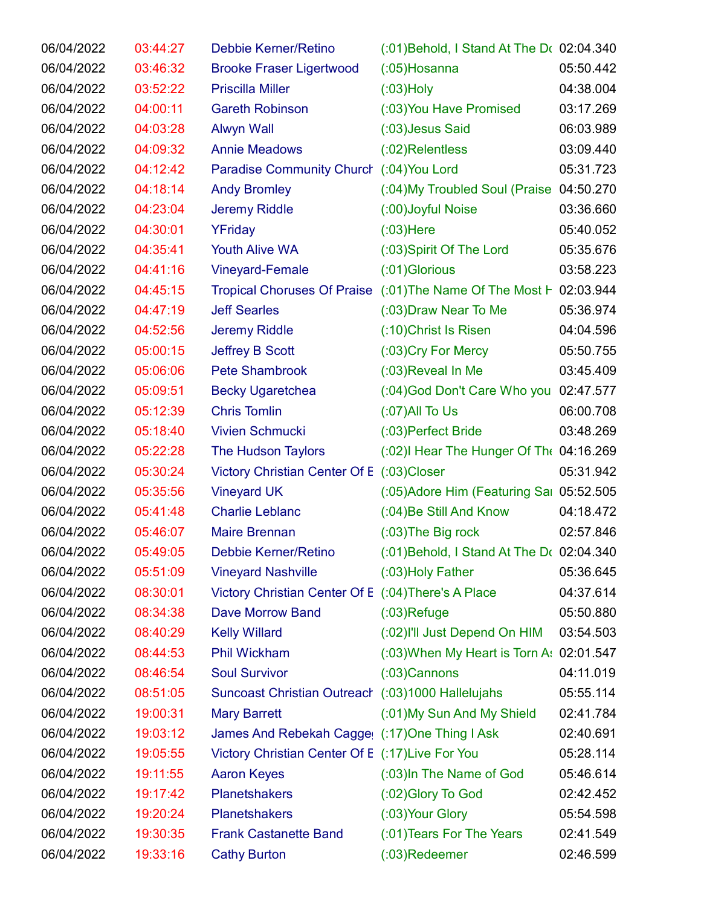| | | | | |
|---|---|---|---|---|
| 06/04/2022 | 03:44:27 | Debbie Kerner/Retino | (:01)Behold, I Stand At The Do | 02:04.340 |
| 06/04/2022 | 03:46:32 | Brooke Fraser Ligertwood | (:05)Hosanna | 05:50.442 |
| 06/04/2022 | 03:52:22 | Priscilla Miller | (:03)Holy | 04:38.004 |
| 06/04/2022 | 04:00:11 | Gareth Robinson | (:03)You Have Promised | 03:17.269 |
| 06/04/2022 | 04:03:28 | Alwyn Wall | (:03)Jesus Said | 06:03.989 |
| 06/04/2022 | 04:09:32 | Annie Meadows | (:02)Relentless | 03:09.440 |
| 06/04/2022 | 04:12:42 | Paradise Community Church | (:04)You Lord | 05:31.723 |
| 06/04/2022 | 04:18:14 | Andy Bromley | (:04)My Troubled Soul (Praise | 04:50.270 |
| 06/04/2022 | 04:23:04 | Jeremy Riddle | (:00)Joyful Noise | 03:36.660 |
| 06/04/2022 | 04:30:01 | YFriday | (:03)Here | 05:40.052 |
| 06/04/2022 | 04:35:41 | Youth Alive WA | (:03)Spirit Of The Lord | 05:35.676 |
| 06/04/2022 | 04:41:16 | Vineyard-Female | (:01)Glorious | 03:58.223 |
| 06/04/2022 | 04:45:15 | Tropical Choruses Of Praise | (:01)The Name Of The Most H | 02:03.944 |
| 06/04/2022 | 04:47:19 | Jeff Searles | (:03)Draw Near To Me | 05:36.974 |
| 06/04/2022 | 04:52:56 | Jeremy Riddle | (:10)Christ Is Risen | 04:04.596 |
| 06/04/2022 | 05:00:15 | Jeffrey B Scott | (:03)Cry For Mercy | 05:50.755 |
| 06/04/2022 | 05:06:06 | Pete Shambrook | (:03)Reveal In Me | 03:45.409 |
| 06/04/2022 | 05:09:51 | Becky Ugaretchea | (:04)God Don't Care Who you | 02:47.577 |
| 06/04/2022 | 05:12:39 | Chris Tomlin | (:07)All To Us | 06:00.708 |
| 06/04/2022 | 05:18:40 | Vivien Schmucki | (:03)Perfect Bride | 03:48.269 |
| 06/04/2022 | 05:22:28 | The Hudson Taylors | (:02)I Hear The Hunger Of The | 04:16.269 |
| 06/04/2022 | 05:30:24 | Victory Christian Center Of E | (:03)Closer | 05:31.942 |
| 06/04/2022 | 05:35:56 | Vineyard UK | (:05)Adore Him (Featuring Sa | 05:52.505 |
| 06/04/2022 | 05:41:48 | Charlie Leblanc | (:04)Be Still And Know | 04:18.472 |
| 06/04/2022 | 05:46:07 | Maire Brennan | (:03)The Big rock | 02:57.846 |
| 06/04/2022 | 05:49:05 | Debbie Kerner/Retino | (:01)Behold, I Stand At The Do | 02:04.340 |
| 06/04/2022 | 05:51:09 | Vineyard Nashville | (:03)Holy Father | 05:36.645 |
| 06/04/2022 | 08:30:01 | Victory Christian Center Of E | (:04)There's A Place | 04:37.614 |
| 06/04/2022 | 08:34:38 | Dave Morrow Band | (:03)Refuge | 05:50.880 |
| 06/04/2022 | 08:40:29 | Kelly Willard | (:02)I'll Just Depend On HIM | 03:54.503 |
| 06/04/2022 | 08:44:53 | Phil Wickham | (:03)When My Heart is Torn As | 02:01.547 |
| 06/04/2022 | 08:46:54 | Soul Survivor | (:03)Cannons | 04:11.019 |
| 06/04/2022 | 08:51:05 | Suncoast Christian Outreach | (:03)1000 Hallelujahs | 05:55.114 |
| 06/04/2022 | 19:00:31 | Mary Barrett | (:01)My Sun And My Shield | 02:41.784 |
| 06/04/2022 | 19:03:12 | James And Rebekah Cagge | (:17)One Thing I Ask | 02:40.691 |
| 06/04/2022 | 19:05:55 | Victory Christian Center Of E | (:17)Live For You | 05:28.114 |
| 06/04/2022 | 19:11:55 | Aaron Keyes | (:03)In The Name of God | 05:46.614 |
| 06/04/2022 | 19:17:42 | Planetshakers | (:02)Glory To God | 02:42.452 |
| 06/04/2022 | 19:20:24 | Planetshakers | (:03)Your Glory | 05:54.598 |
| 06/04/2022 | 19:30:35 | Frank Castanette Band | (:01)Tears For The Years | 02:41.549 |
| 06/04/2022 | 19:33:16 | Cathy Burton | (:03)Redeemer | 02:46.599 |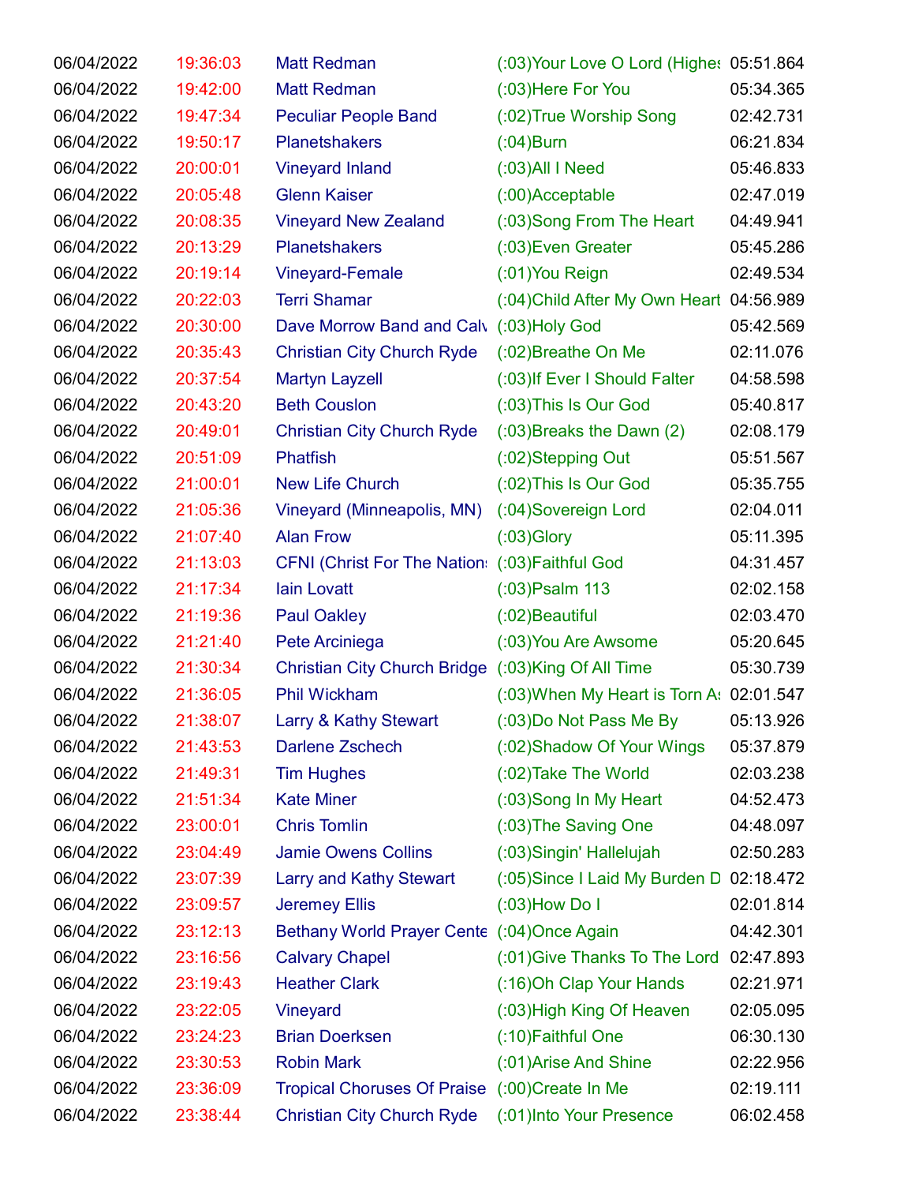| | | | | |
|---|---|---|---|---|
| 06/04/2022 | 19:36:03 | Matt Redman | (:03)Your Love O Lord (Highes | 05:51.864 |
| 06/04/2022 | 19:42:00 | Matt Redman | (:03)Here For You | 05:34.365 |
| 06/04/2022 | 19:47:34 | Peculiar People Band | (:02)True Worship Song | 02:42.731 |
| 06/04/2022 | 19:50:17 | Planetshakers | (:04)Burn | 06:21.834 |
| 06/04/2022 | 20:00:01 | Vineyard Inland | (:03)All I Need | 05:46.833 |
| 06/04/2022 | 20:05:48 | Glenn Kaiser | (:00)Acceptable | 02:47.019 |
| 06/04/2022 | 20:08:35 | Vineyard New Zealand | (:03)Song From The Heart | 04:49.941 |
| 06/04/2022 | 20:13:29 | Planetshakers | (:03)Even Greater | 05:45.286 |
| 06/04/2022 | 20:19:14 | Vineyard-Female | (:01)You Reign | 02:49.534 |
| 06/04/2022 | 20:22:03 | Terri Shamar | (:04)Child After My Own Heart | 04:56.989 |
| 06/04/2022 | 20:30:00 | Dave Morrow Band and Calv | (:03)Holy God | 05:42.569 |
| 06/04/2022 | 20:35:43 | Christian City Church Ryde | (:02)Breathe On Me | 02:11.076 |
| 06/04/2022 | 20:37:54 | Martyn Layzell | (:03)If Ever I Should Falter | 04:58.598 |
| 06/04/2022 | 20:43:20 | Beth Couslon | (:03)This Is Our God | 05:40.817 |
| 06/04/2022 | 20:49:01 | Christian City Church Ryde | (:03)Breaks the Dawn (2) | 02:08.179 |
| 06/04/2022 | 20:51:09 | Phatfish | (:02)Stepping Out | 05:51.567 |
| 06/04/2022 | 21:00:01 | New Life Church | (:02)This Is Our God | 05:35.755 |
| 06/04/2022 | 21:05:36 | Vineyard (Minneapolis, MN) | (:04)Sovereign Lord | 02:04.011 |
| 06/04/2022 | 21:07:40 | Alan Frow | (:03)Glory | 05:11.395 |
| 06/04/2022 | 21:13:03 | CFNI (Christ For The Nation: | (:03)Faithful God | 04:31.457 |
| 06/04/2022 | 21:17:34 | Iain Lovatt | (:03)Psalm 113 | 02:02.158 |
| 06/04/2022 | 21:19:36 | Paul Oakley | (:02)Beautiful | 02:03.470 |
| 06/04/2022 | 21:21:40 | Pete Arciniega | (:03)You Are Awsome | 05:20.645 |
| 06/04/2022 | 21:30:34 | Christian City Church Bridge | (:03)King Of All Time | 05:30.739 |
| 06/04/2022 | 21:36:05 | Phil Wickham | (:03)When My Heart is Torn As | 02:01.547 |
| 06/04/2022 | 21:38:07 | Larry & Kathy Stewart | (:03)Do Not Pass Me By | 05:13.926 |
| 06/04/2022 | 21:43:53 | Darlene Zschech | (:02)Shadow Of Your Wings | 05:37.879 |
| 06/04/2022 | 21:49:31 | Tim Hughes | (:02)Take The World | 02:03.238 |
| 06/04/2022 | 21:51:34 | Kate Miner | (:03)Song In My Heart | 04:52.473 |
| 06/04/2022 | 23:00:01 | Chris Tomlin | (:03)The Saving One | 04:48.097 |
| 06/04/2022 | 23:04:49 | Jamie Owens Collins | (:03)Singin' Hallelujah | 02:50.283 |
| 06/04/2022 | 23:07:39 | Larry and Kathy Stewart | (:05)Since I Laid My Burden D | 02:18.472 |
| 06/04/2022 | 23:09:57 | Jeremey Ellis | (:03)How Do I | 02:01.814 |
| 06/04/2022 | 23:12:13 | Bethany World Prayer Cente | (:04)Once Again | 04:42.301 |
| 06/04/2022 | 23:16:56 | Calvary Chapel | (:01)Give Thanks To The Lord | 02:47.893 |
| 06/04/2022 | 23:19:43 | Heather Clark | (:16)Oh Clap Your Hands | 02:21.971 |
| 06/04/2022 | 23:22:05 | Vineyard | (:03)High King Of Heaven | 02:05.095 |
| 06/04/2022 | 23:24:23 | Brian Doerksen | (:10)Faithful One | 06:30.130 |
| 06/04/2022 | 23:30:53 | Robin Mark | (:01)Arise And Shine | 02:22.956 |
| 06/04/2022 | 23:36:09 | Tropical Choruses Of Praise | (:00)Create In Me | 02:19.111 |
| 06/04/2022 | 23:38:44 | Christian City Church Ryde | (:01)Into Your Presence | 06:02.458 |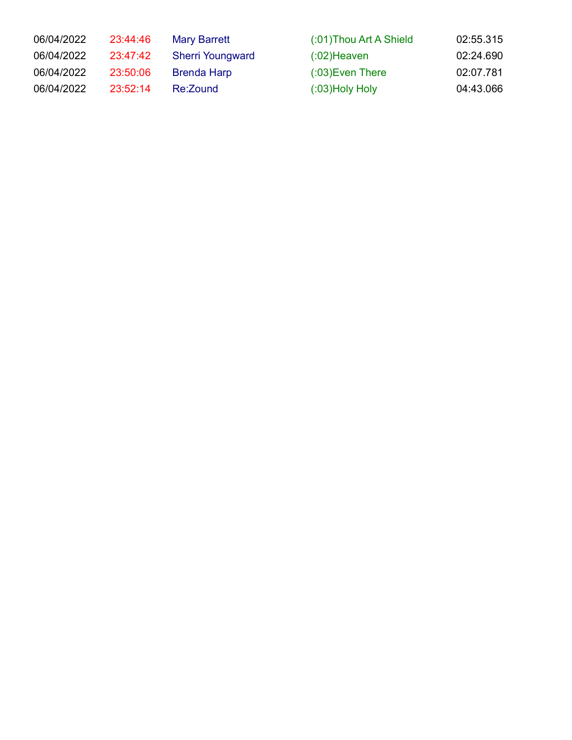| | | | | |
|---|---|---|---|---|
| 06/04/2022 | 23:44:46 | Mary Barrett | (:01)Thou Art A Shield | 02:55.315 |
| 06/04/2022 | 23:47:42 | Sherri Youngward | (:02)Heaven | 02:24.690 |
| 06/04/2022 | 23:50:06 | Brenda Harp | (:03)Even There | 02:07.781 |
| 06/04/2022 | 23:52:14 | Re:Zound | (:03)Holy Holy | 04:43.066 |